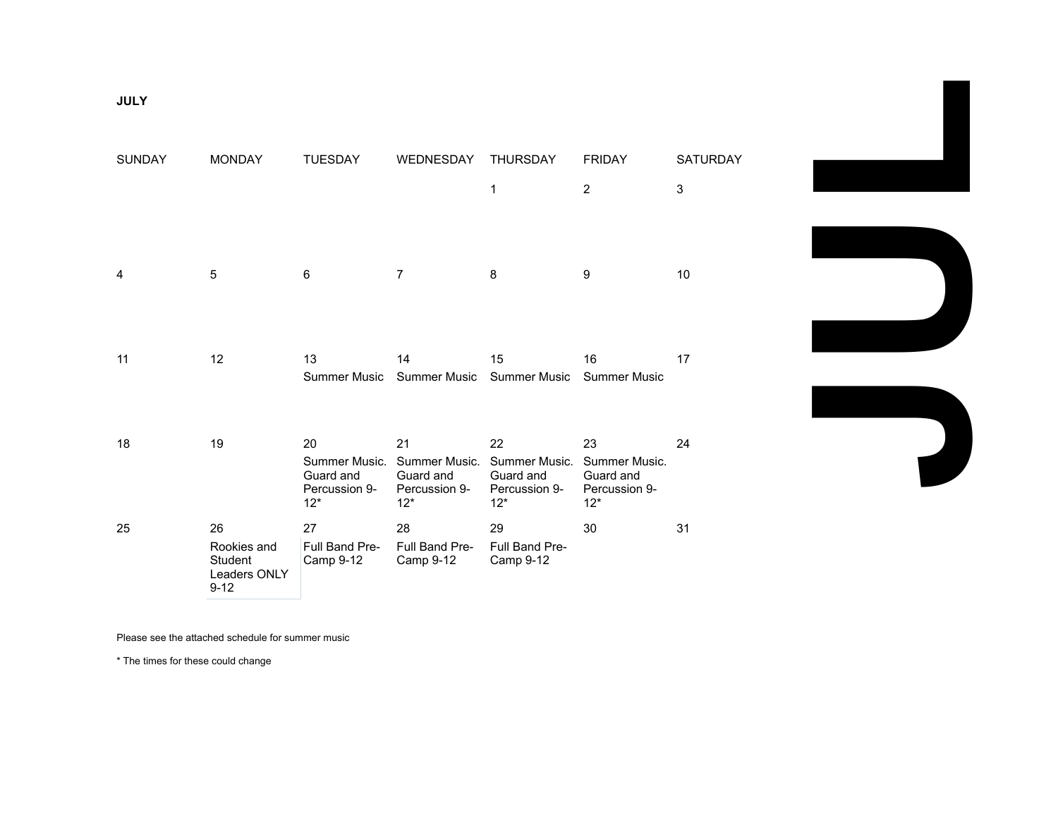**JULY**

JUL

| SUNDAY | MONDAY | TUESDAY | WEDNESDAY | THURSDAY | FRIDAY | SATURDAY |
|---|---|---|---|---|---|---|
| | | | | 1 | 2 | 3 |
| 4 | 5 | 6 | 7 | 8 | 9 | 10 |
| 11 | 12 | 13 Summer Music | 14 Summer Music | 15 Summer Music | 16 Summer Music | 17 |
| 18 | 19 | 20 Summer Music. Guard and Percussion 9-12* | 21 Summer Music. Guard and Percussion 9-12* | 22 Summer Music. Guard and Percussion 9-12* | 23 Summer Music. Guard and Percussion 9-12* | 24 |
| 25 | 26 Rookies and Student Leaders ONLY 9-12 | 27 Full Band Pre-Camp 9-12 | 28 Full Band Pre-Camp 9-12 | 29 Full Band Pre-Camp 9-12 | 30 | 31 |

Please see the attached schedule for summer music

* The times for these could change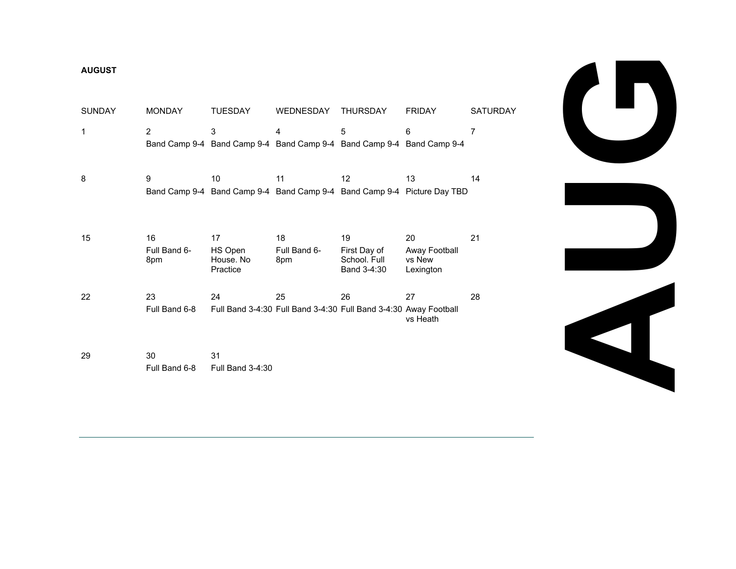**AUGUST**

| SUNDAY | MONDAY | TUESDAY | WEDNESDAY | THURSDAY | FRIDAY | SATURDAY |
|---|---|---|---|---|---|---|
| 1 | 2 Band Camp 9-4 | 3 Band Camp 9-4 | 4 Band Camp 9-4 | 5 Band Camp 9-4 | 6 Band Camp 9-4 | 7 |
| 8 | 9 Band Camp 9-4 | 10 Band Camp 9-4 | 11 Band Camp 9-4 | 12 Band Camp 9-4 | 13 Picture Day TBD | 14 |
| 15 | 16 Full Band 6-8pm | 17 HS Open House. No Practice | 18 Full Band 6-8pm | 19 First Day of School. Full Band 3-4:30 | 20 Away Football vs New Lexington | 21 |
| 22 | 23 Full Band 6-8 | 24 Full Band 3-4:30 | 25 Full Band 3-4:30 | 26 Full Band 3-4:30 | 27 Away Football vs Heath | 28 |
| 29 | 30 Full Band 6-8 | 31 Full Band 3-4:30 | | | | |

AUG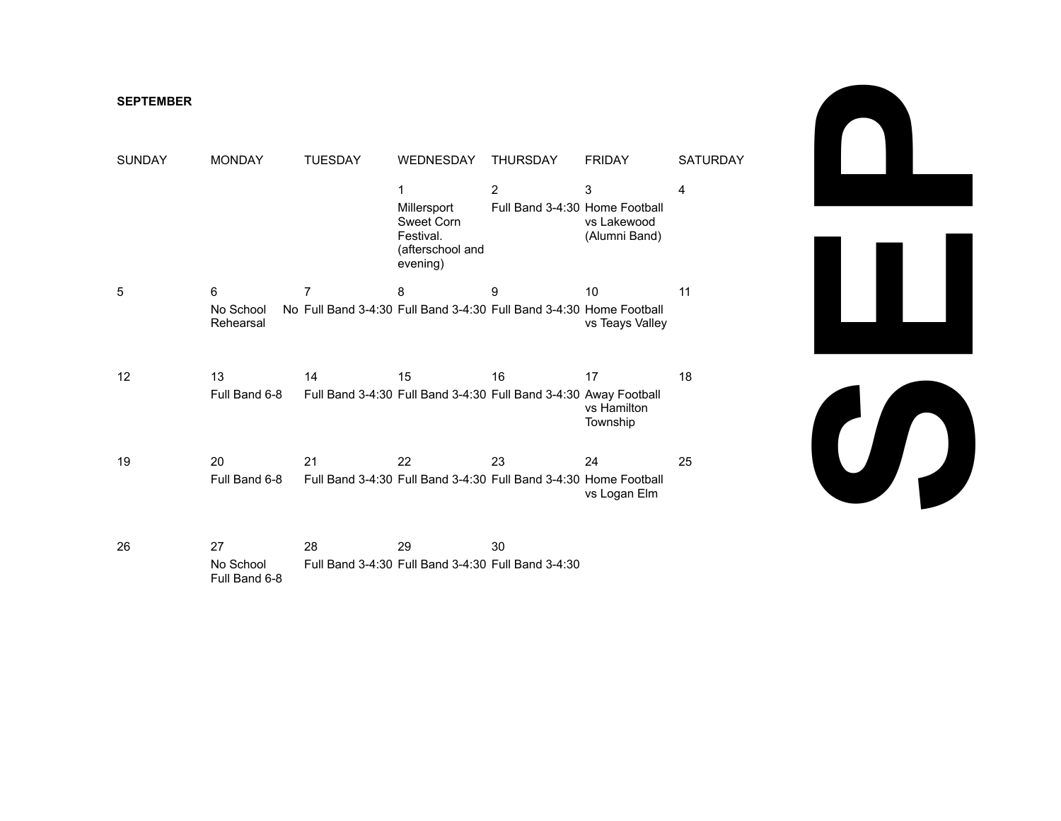**SEPTEMBER**

| SUNDAY | MONDAY | TUESDAY | WEDNESDAY | THURSDAY | FRIDAY | SATURDAY |
|---|---|---|---|---|---|---|
| | | | 1 Millersport Sweet Corn Festival. (afterschool and evening) | 2 Full Band 3-4:30 | 3 Home Football vs Lakewood (Alumni Band) | 4 |
| 5 | 6 No School No Rehearsal | 7 Full Band 3-4:30 | 8 Full Band 3-4:30 | 9 Full Band 3-4:30 | 10 Home Football vs Teays Valley | 11 |
| 12 | 13 Full Band 6-8 | 14 Full Band 3-4:30 | 15 Full Band 3-4:30 | 16 Full Band 3-4:30 | 17 Away Football vs Hamilton Township | 18 |
| 19 | 20 Full Band 6-8 | 21 Full Band 3-4:30 | 22 Full Band 3-4:30 | 23 Full Band 3-4:30 | 24 Home Football vs Logan Elm | 25 |
| 26 | 27 No School Full Band 6-8 | 28 Full Band 3-4:30 | 29 Full Band 3-4:30 | 30 Full Band 3-4:30 | | |

SEP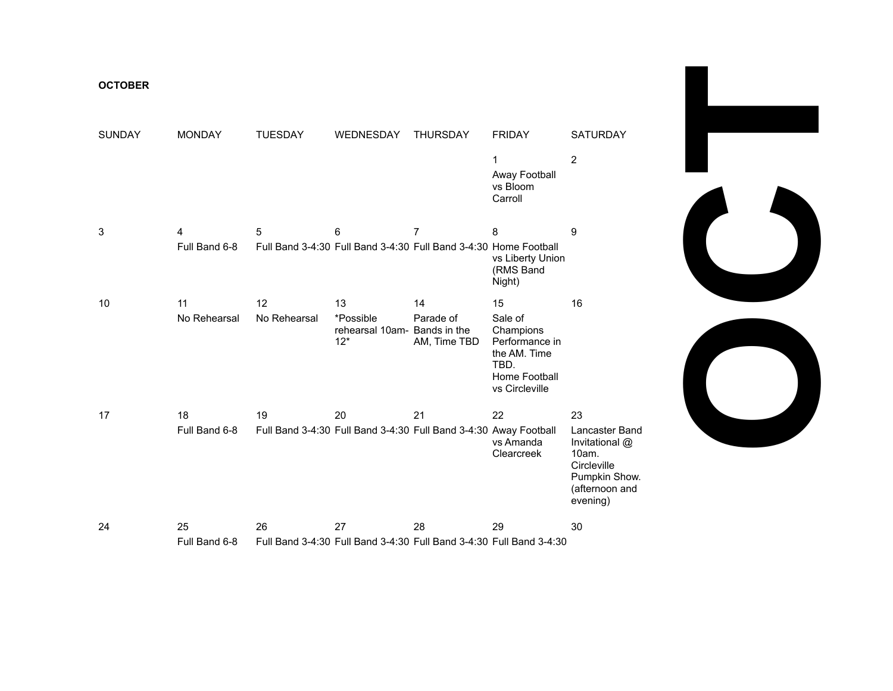**OCTOBER**

| SUNDAY | MONDAY | TUESDAY | WEDNESDAY | THURSDAY | FRIDAY | SATURDAY |
|---|---|---|---|---|---|---|
| | | | | | 1<br>Away Football vs Bloom Carroll | 2 |
| 3 | 4<br>Full Band 6-8 | 5<br>Full Band 3-4:30 | 6<br>Full Band 3-4:30 | 7<br>Full Band 3-4:30 | 8<br>Home Football vs Liberty Union (RMS Band Night) | 9 |
| 10 | 11<br>No Rehearsal | 12<br>No Rehearsal | 13<br>*Possible rehearsal 10am-12* | 14<br>Parade of Bands in the AM, Time TBD | 15<br>Sale of Champions Performance in the AM. Time TBD.<br>Home Football vs Circleville | 16 |
| 17 | 18<br>Full Band 6-8 | 19<br>Full Band 3-4:30 | 20<br>Full Band 3-4:30 | 21<br>Full Band 3-4:30 | 22<br>Away Football vs Amanda Clearcreek | 23<br>Lancaster Band Invitational @ 10am.<br>Circleville Pumpkin Show. (afternoon and evening) |
| 24 | 25<br>Full Band 6-8 | 26<br>Full Band 3-4:30 | 27<br>Full Band 3-4:30 | 28<br>Full Band 3-4:30 | 29<br>Full Band 3-4:30 | 30 |

OCT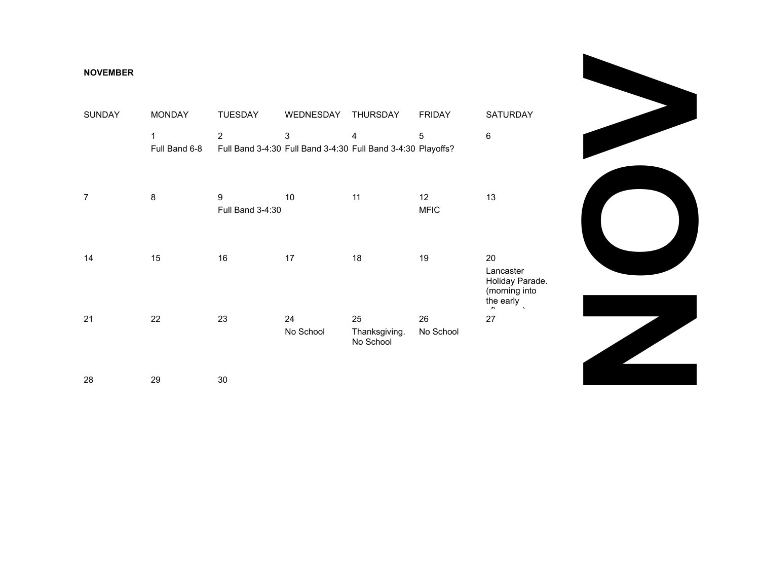**NOVEMBER**

| SUNDAY | MONDAY | TUESDAY | WEDNESDAY | THURSDAY | FRIDAY | SATURDAY |
|---|---|---|---|---|---|---|
| | 1 Full Band 6-8 | 2 Full Band 3-4:30 | 3 Full Band 3-4:30 | 4 Full Band 3-4:30 | 5 Playoffs? | 6 |
| 7 | 8 | 9 Full Band 3-4:30 | 10 | 11 | 12 MFIC | 13 |
| 14 | 15 | 16 | 17 | 18 | 19 | 20 Lancaster Holiday Parade. (morning into the early afternoon) |
| 21 | 22 | 23 | 24 No School | 25 Thanksgiving. No School | 26 No School | 27 |
| 28 | 29 | 30 | | | | |

NOV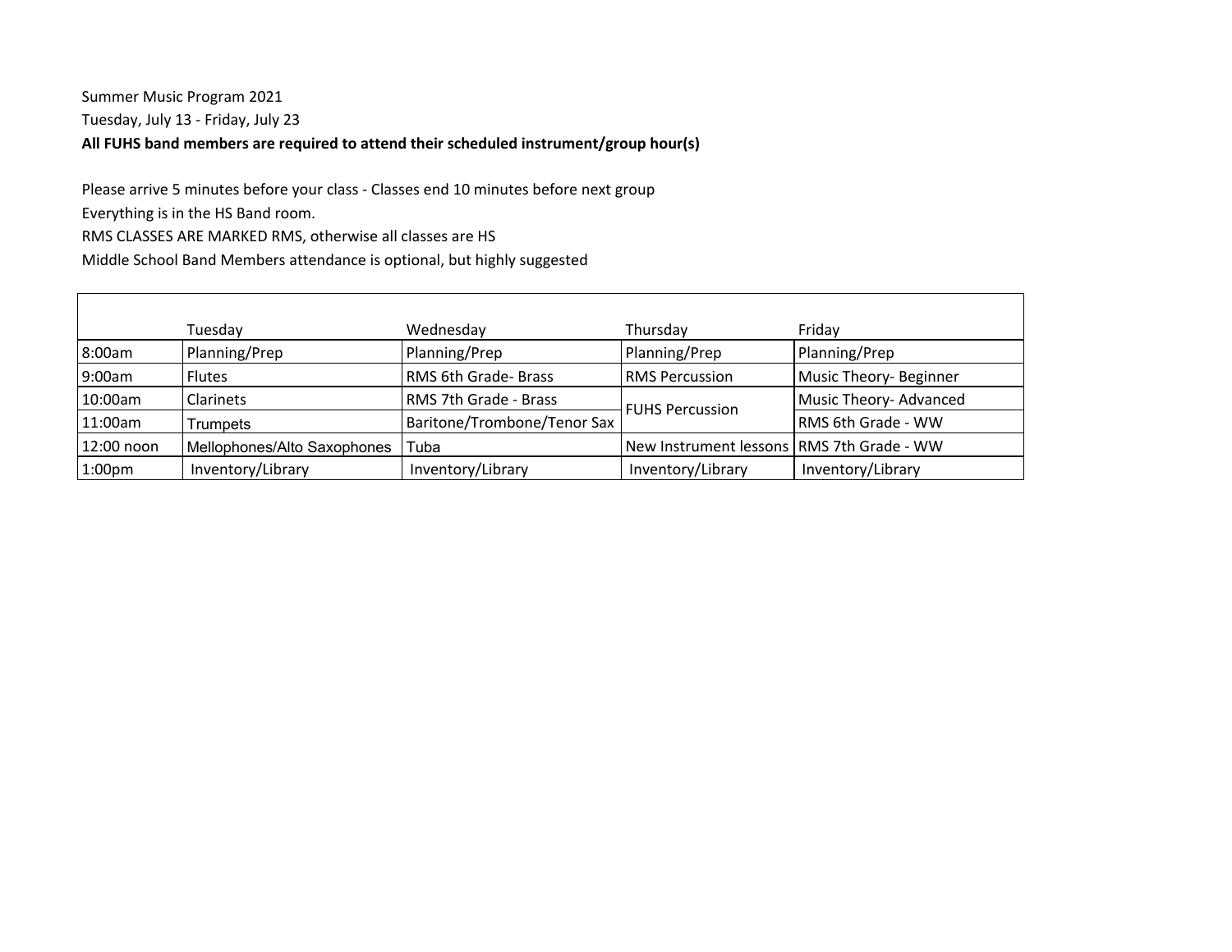Summer Music Program 2021

Tuesday, July 13 - Friday, July 23

**All FUHS band members are required to attend their scheduled instrument/group hour(s)**

Please arrive 5 minutes before your class - Classes end 10 minutes before next group

Everything is in the HS Band room.

RMS CLASSES ARE MARKED RMS, otherwise all classes are HS

Middle School Band Members attendance is optional, but highly suggested

| | Tuesday | Wednesday | Thursday | Friday |
|---|---|---|---|---|
| 8:00am | Planning/Prep | Planning/Prep | Planning/Prep | Planning/Prep |
| 9:00am | Flutes | RMS 6th Grade- Brass | RMS Percussion | Music Theory- Beginner |
| 10:00am | Clarinets | RMS 7th Grade - Brass | FUHS Percussion | Music Theory- Advanced |
| 11:00am | Trumpets | Baritone/Trombone/Tenor Sax | | RMS 6th Grade - WW |
| 12:00 noon | Mellophones/Alto Saxophones | Tuba | New Instrument lessons | RMS 7th Grade - WW |
| 1:00pm | Inventory/Library | Inventory/Library | Inventory/Library | Inventory/Library |